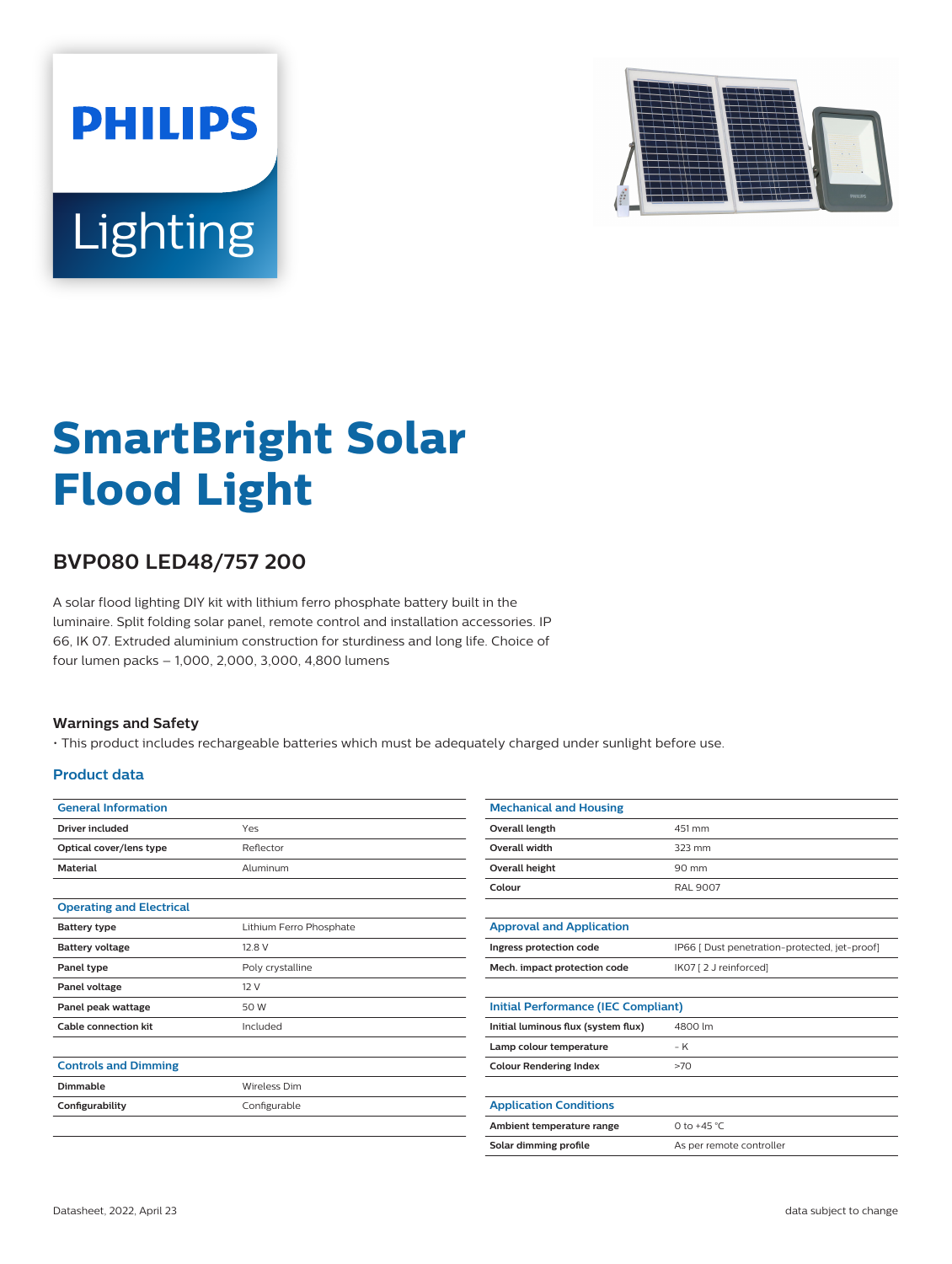PHILIPS

Lighting

# SmartBright Solar Flood Light

## BVP080 LED48/757 200

A solar flood lighting DIY kit with lithium ferro phosphate battery built in the luminaire. Split folding solar panel, remote control and installation accessories. IP 66, IK 07. Extruded aluminium construction for sturdiness and long life. Choice of four lumen packs – 1,000, 2,000, 3,000, 4,800 lumens

### Warnings and Safety

- This product includes rechargeable batteries which must be adequately charged under sunlight before use.

### Product data

| General Information | |
|---|---|
| Driver included | Yes |
| Optical cover/lens type | Reflector |
| Material | Aluminum |

| Operating and Electrical | |
|---|---|
| Battery type | Lithium Ferro Phosphate |
| Battery voltage | 12.8 V |
| Panel type | Poly crystalline |
| Panel voltage | 12 V |
| Panel peak wattage | 50 W |
| Cable connection kit | Included |

| Controls and Dimming | |
|---|---|
| Dimmable | Wireless Dim |
| Configurability | Configurable |

| Mechanical and Housing | |
|---|---|
| Overall length | 451 mm |
| Overall width | 323 mm |
| Overall height | 90 mm |
| Colour | RAL 9007 |

| Approval and Application | |
|---|---|
| Ingress protection code | IP66 [ Dust penetration-protected, jet-proof] |
| Mech. impact protection code | IK07 [ 2 J reinforced] |

| Initial Performance (IEC Compliant) | |
|---|---|
| Initial luminous flux (system flux) | 4800 lm |
| Lamp colour temperature | - K |
| Colour Rendering Index | >70 |

| Application Conditions | |
|---|---|
| Ambient temperature range | 0 to +45 °C |
| Solar dimming profile | As per remote controller |

Datasheet, 2022, April 23

data subject to change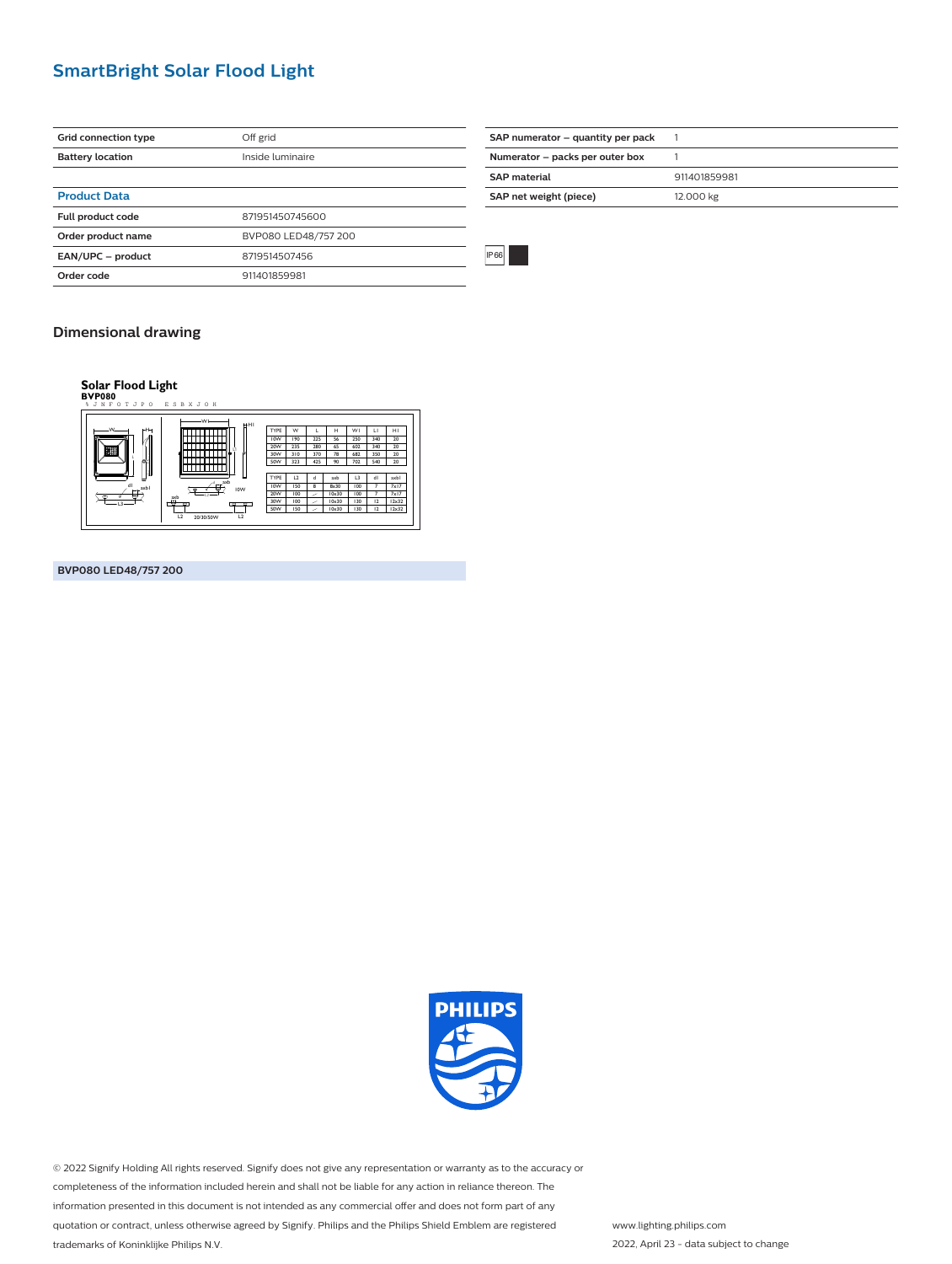## SmartBright Solar Flood Light

| | |
|---|---|
| **Grid connection type** | Off grid |
| **Battery location** | Inside luminaire |

### Product Data

| | |
|---|---|
| **Full product code** | 871951450745600 |
| **Order product name** | BVP080 LED48/757 200 |
| **EAN/UPC – product** | 8719514507456 |
| **Order code** | 911401859981 |

| | |
|---|---|
| **SAP numerator – quantity per pack** | 1 |
| **Numerator – packs per outer box** | 1 |
| **SAP material** | 911401859981 |
| **SAP net weight (piece)** | 12.000 kg |

IP66

### Dimensional drawing

**Solar Flood Light**
**BVP080**

| TYPE | W | L | H | W1 | L1 | H1 |
|---|---|---|---|---|---|---|
| 10W | 190 | 225 | 56 | 250 | 340 | 20 |
| 20W | 235 | 280 | 65 | 402 | 340 | 20 |
| 30W | 310 | 370 | 78 | 682 | 350 | 20 |
| 50W | 323 | 425 | 90 | 702 | 540 | 20 |

| TYPE | L2 | d | axb | L3 | d1 | axb1 |
|---|---|---|---|---|---|---|
| 10W | 150 | 8 | 8x30 | 100 | 7 | 7x17 |
| 20W | 100 | / | 10x30 | 100 | 7 | 7x17 |
| 30W | 100 | / | 10x30 | 130 | 12 | 12x32 |
| 50W | 150 | / | 10x30 | 130 | 12 | 12x32 |

BVP080 LED48/757 200

© 2022 Signify Holding All rights reserved. Signify does not give any representation or warranty as to the accuracy or completeness of the information included herein and shall not be liable for any action in reliance thereon. The information presented in this document is not intended as any commercial offer and does not form part of any quotation or contract, unless otherwise agreed by Signify. Philips and the Philips Shield Emblem are registered trademarks of Koninklijke Philips N.V.

www.lighting.philips.com
2022, April 23 - data subject to change